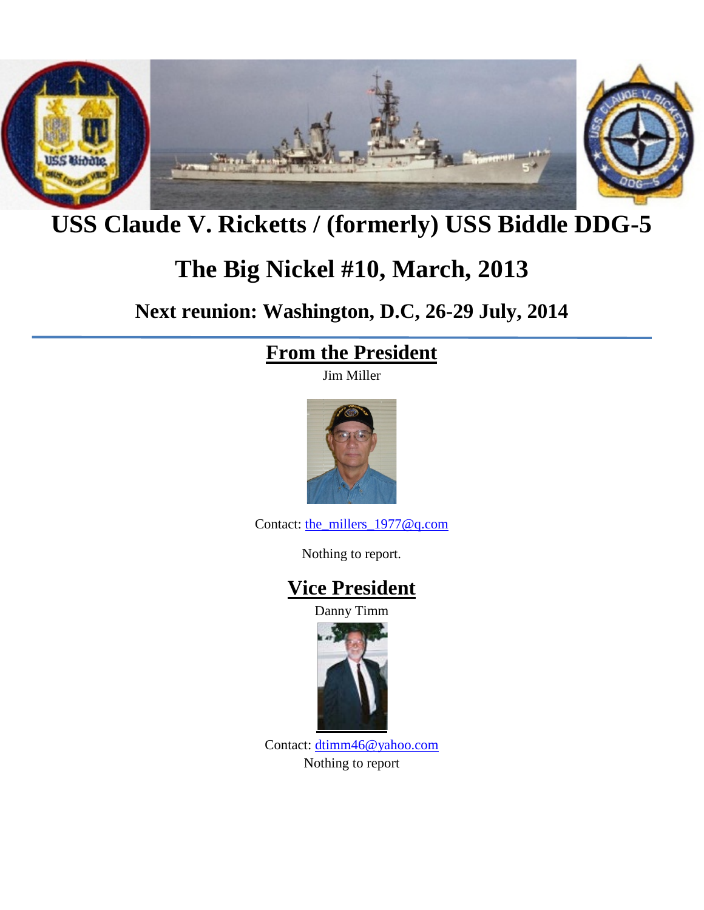# USS Claude V. Ricketts / (formerly) USS Biddle DDG-5

## The Big Nickel #10, March, 2013

### Next reunion: Washington, D.C, 26-29 July, 2014

---

## From the President

Jim Miller

Contact: the_millers_1977@q.com

Nothing to report.

## Vice President

Danny Timm

Contact: dtimm46@yahoo.com

Nothing to report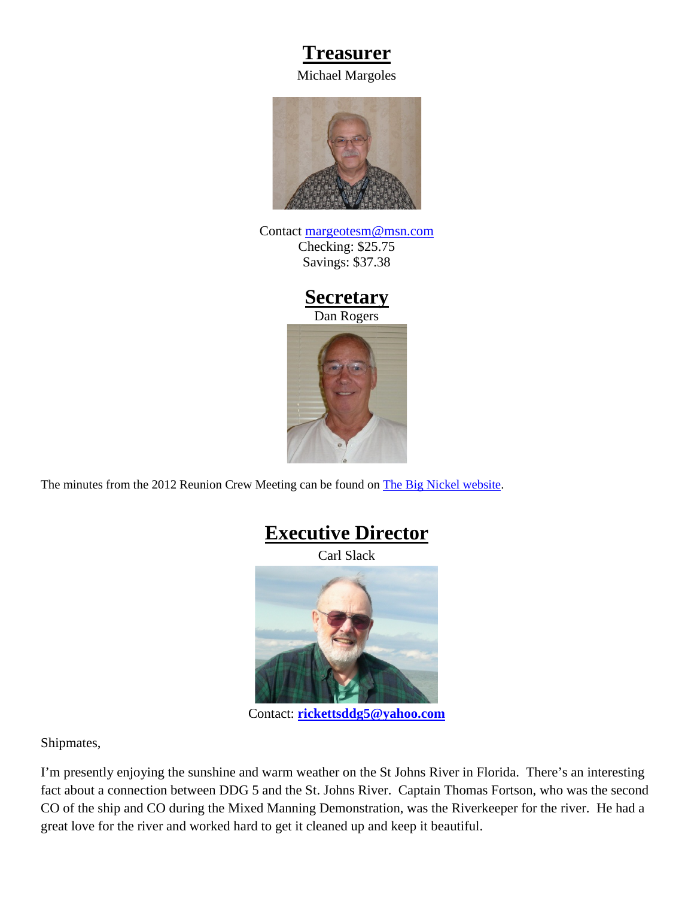## Treasurer

Michael Margoles

Contact margeotesm@msn.com
Checking: $25.75
Savings: $37.38

## Secretary

Dan Rogers

The minutes from the 2012 Reunion Crew Meeting can be found on The Big Nickel website.

## Executive Director

Carl Slack

Contact: **rickettsddg5@yahoo.com**

Shipmates,

I'm presently enjoying the sunshine and warm weather on the St Johns River in Florida. There's an interesting fact about a connection between DDG 5 and the St. Johns River. Captain Thomas Fortson, who was the second CO of the ship and CO during the Mixed Manning Demonstration, was the Riverkeeper for the river. He had a great love for the river and worked hard to get it cleaned up and keep it beautiful.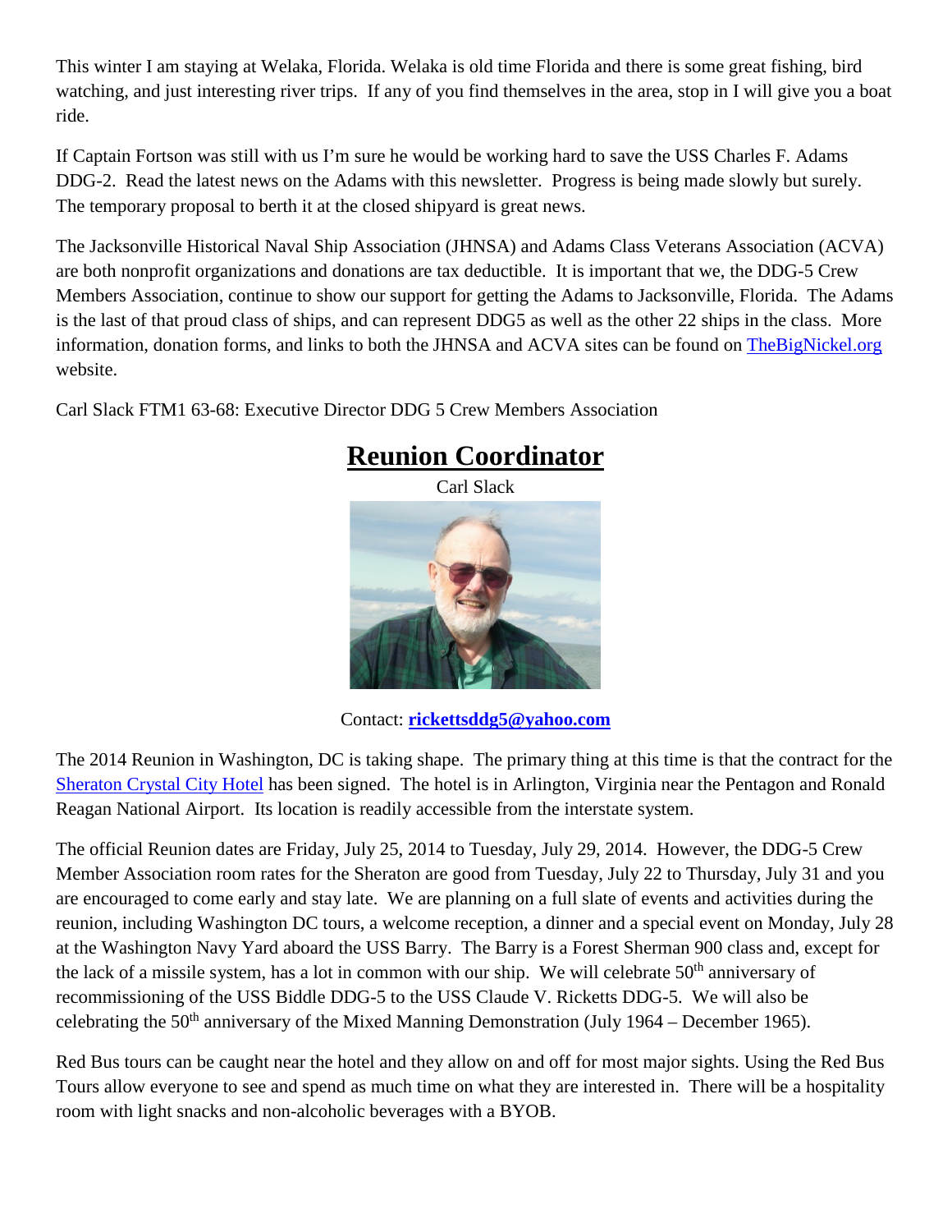This winter I am staying at Welaka, Florida. Welaka is old time Florida and there is some great fishing, bird watching, and just interesting river trips. If any of you find themselves in the area, stop in I will give you a boat ride.

If Captain Fortson was still with us I'm sure he would be working hard to save the USS Charles F. Adams DDG-2. Read the latest news on the Adams with this newsletter. Progress is being made slowly but surely. The temporary proposal to berth it at the closed shipyard is great news.

The Jacksonville Historical Naval Ship Association (JHNSA) and Adams Class Veterans Association (ACVA) are both nonprofit organizations and donations are tax deductible. It is important that we, the DDG-5 Crew Members Association, continue to show our support for getting the Adams to Jacksonville, Florida. The Adams is the last of that proud class of ships, and can represent DDG5 as well as the other 22 ships in the class. More information, donation forms, and links to both the JHNSA and ACVA sites can be found on TheBigNickel.org website.

Carl Slack FTM1 63-68: Executive Director DDG 5 Crew Members Association

## Reunion Coordinator

Carl Slack

Contact: **rickettsddg5@yahoo.com**

The 2014 Reunion in Washington, DC is taking shape. The primary thing at this time is that the contract for the Sheraton Crystal City Hotel has been signed. The hotel is in Arlington, Virginia near the Pentagon and Ronald Reagan National Airport. Its location is readily accessible from the interstate system.

The official Reunion dates are Friday, July 25, 2014 to Tuesday, July 29, 2014. However, the DDG-5 Crew Member Association room rates for the Sheraton are good from Tuesday, July 22 to Thursday, July 31 and you are encouraged to come early and stay late. We are planning on a full slate of events and activities during the reunion, including Washington DC tours, a welcome reception, a dinner and a special event on Monday, July 28 at the Washington Navy Yard aboard the USS Barry. The Barry is a Forest Sherman 900 class and, except for the lack of a missile system, has a lot in common with our ship. We will celebrate 50th anniversary of recommissioning of the USS Biddle DDG-5 to the USS Claude V. Ricketts DDG-5. We will also be celebrating the 50th anniversary of the Mixed Manning Demonstration (July 1964 – December 1965).

Red Bus tours can be caught near the hotel and they allow on and off for most major sights. Using the Red Bus Tours allow everyone to see and spend as much time on what they are interested in. There will be a hospitality room with light snacks and non-alcoholic beverages with a BYOB.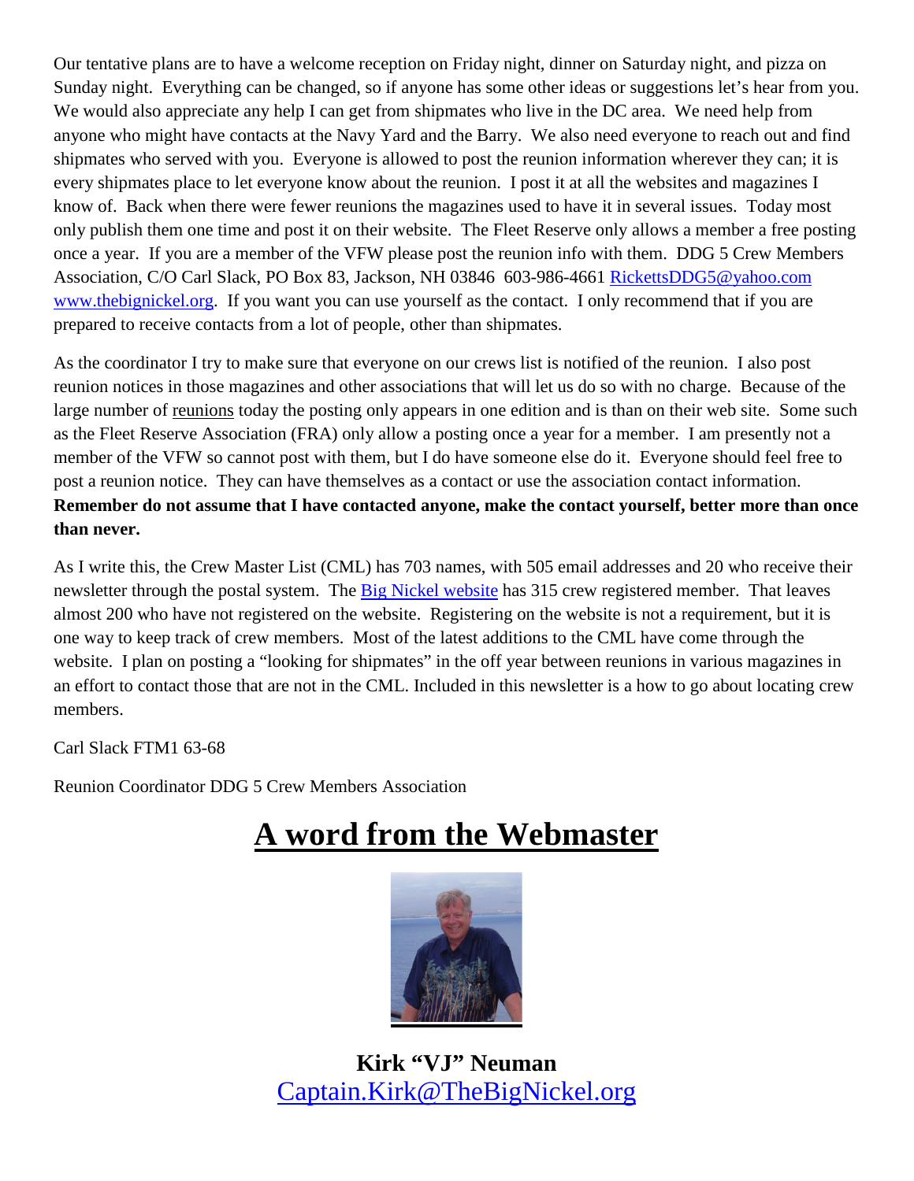Our tentative plans are to have a welcome reception on Friday night, dinner on Saturday night, and pizza on Sunday night. Everything can be changed, so if anyone has some other ideas or suggestions let's hear from you. We would also appreciate any help I can get from shipmates who live in the DC area. We need help from anyone who might have contacts at the Navy Yard and the Barry. We also need everyone to reach out and find shipmates who served with you. Everyone is allowed to post the reunion information wherever they can; it is every shipmates place to let everyone know about the reunion. I post it at all the websites and magazines I know of. Back when there were fewer reunions the magazines used to have it in several issues. Today most only publish them one time and post it on their website. The Fleet Reserve only allows a member a free posting once a year. If you are a member of the VFW please post the reunion info with them. DDG 5 Crew Members Association, C/O Carl Slack, PO Box 83, Jackson, NH 03846 603-986-4661 RickettsDDG5@yahoo.com www.thebignickel.org. If you want you can use yourself as the contact. I only recommend that if you are prepared to receive contacts from a lot of people, other than shipmates.

As the coordinator I try to make sure that everyone on our crews list is notified of the reunion. I also post reunion notices in those magazines and other associations that will let us do so with no charge. Because of the large number of reunions today the posting only appears in one edition and is than on their web site. Some such as the Fleet Reserve Association (FRA) only allow a posting once a year for a member. I am presently not a member of the VFW so cannot post with them, but I do have someone else do it. Everyone should feel free to post a reunion notice. They can have themselves as a contact or use the association contact information. **Remember do not assume that I have contacted anyone, make the contact yourself, better more than once than never.**

As I write this, the Crew Master List (CML) has 703 names, with 505 email addresses and 20 who receive their newsletter through the postal system. The Big Nickel website has 315 crew registered member. That leaves almost 200 who have not registered on the website. Registering on the website is not a requirement, but it is one way to keep track of crew members. Most of the latest additions to the CML have come through the website. I plan on posting a "looking for shipmates" in the off year between reunions in various magazines in an effort to contact those that are not in the CML. Included in this newsletter is a how to go about locating crew members.

Carl Slack FTM1 63-68

Reunion Coordinator DDG 5 Crew Members Association

# A word from the Webmaster

**Kirk "VJ" Neuman**
Captain.Kirk@TheBigNickel.org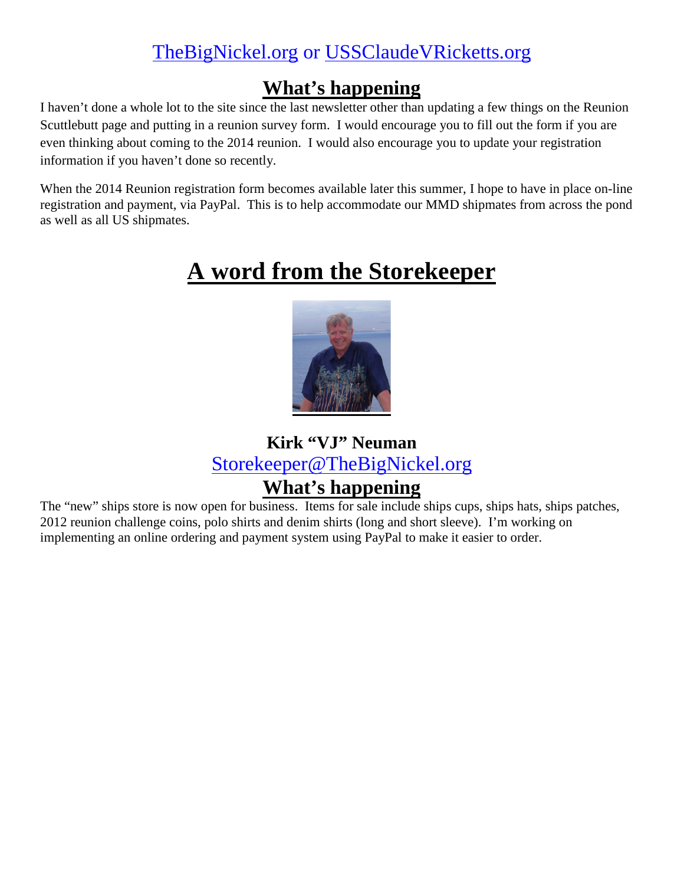TheBigNickel.org or USSClaudeVRicketts.org

## What's happening

I haven't done a whole lot to the site since the last newsletter other than updating a few things on the Reunion Scuttlebutt page and putting in a reunion survey form. I would encourage you to fill out the form if you are even thinking about coming to the 2014 reunion. I would also encourage you to update your registration information if you haven't done so recently.

When the 2014 Reunion registration form becomes available later this summer, I hope to have in place on-line registration and payment, via PayPal. This is to help accommodate our MMD shipmates from across the pond as well as all US shipmates.

# A word from the Storekeeper

**Kirk "VJ" Neuman**

Storekeeper@TheBigNickel.org

## What's happening

The "new" ships store is now open for business. Items for sale include ships cups, ships hats, ships patches, 2012 reunion challenge coins, polo shirts and denim shirts (long and short sleeve). I'm working on implementing an online ordering and payment system using PayPal to make it easier to order.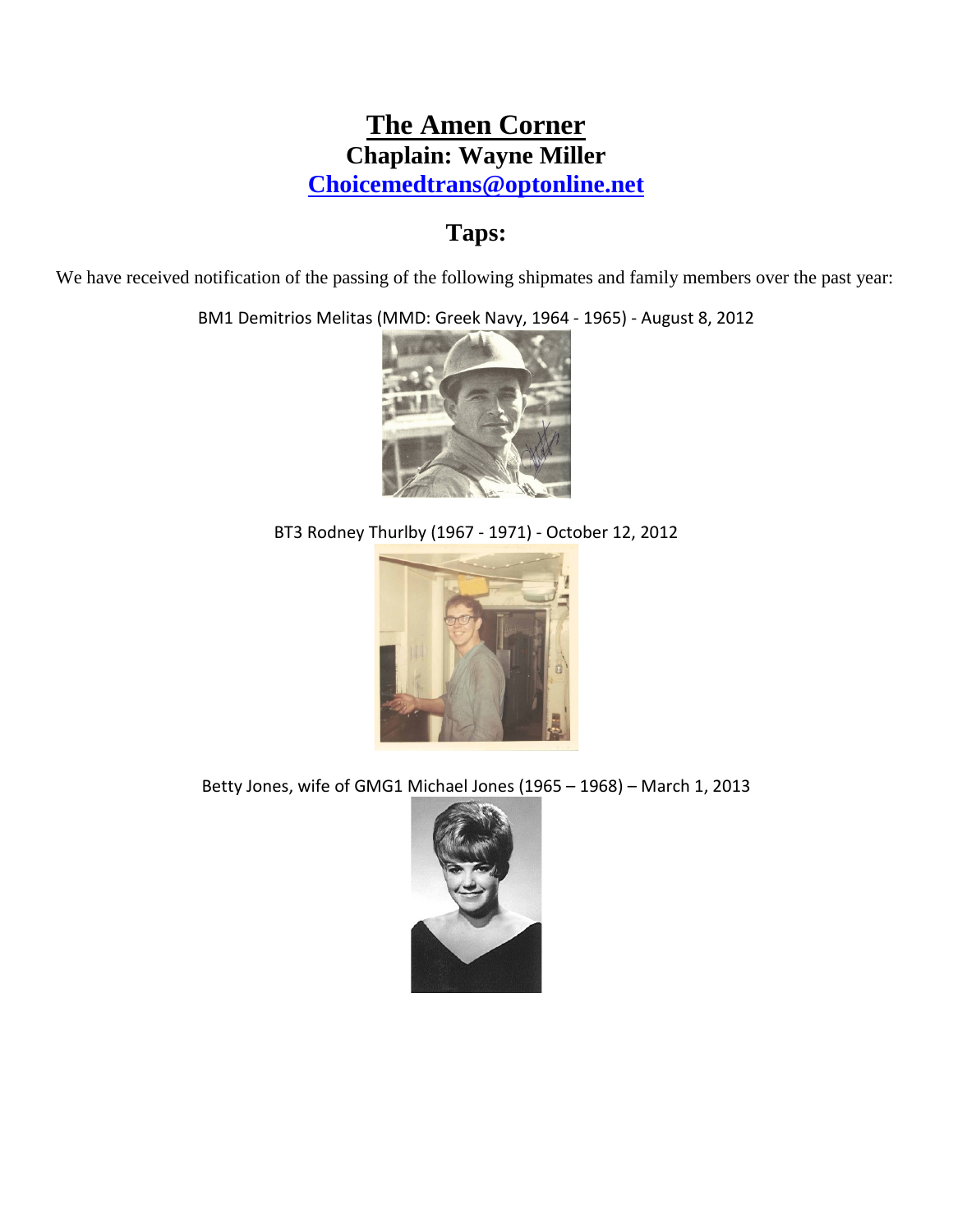# The Amen Corner

## Chaplain: Wayne Miller

[Choicemedtrans@optonline.net](mailto:Choicemedtrans@optonline.net)

## Taps:

We have received notification of the passing of the following shipmates and family members over the past year:

BM1 Demitrios Melitas (MMD: Greek Navy, 1964 - 1965) - August 8, 2012

BT3 Rodney Thurlby (1967 - 1971) - October 12, 2012

Betty Jones, wife of GMG1 Michael Jones (1965 – 1968) – March 1, 2013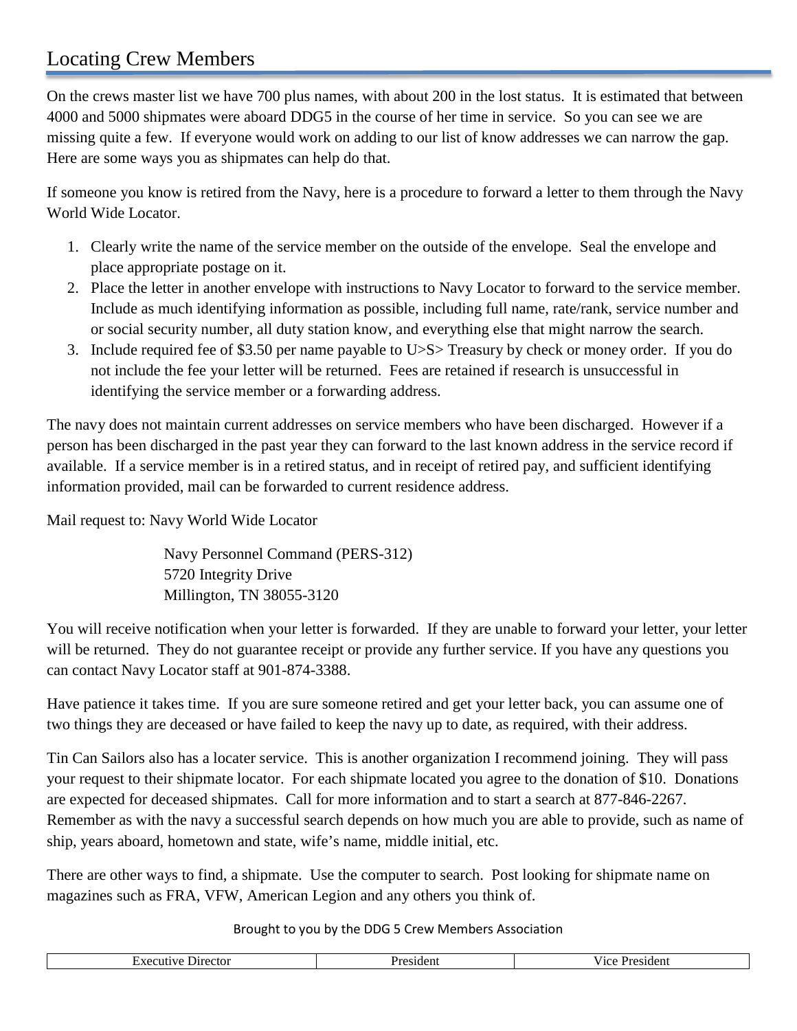# Locating Crew Members

On the crews master list we have 700 plus names, with about 200 in the lost status. It is estimated that between 4000 and 5000 shipmates were aboard DDG5 in the course of her time in service. So you can see we are missing quite a few. If everyone would work on adding to our list of know addresses we can narrow the gap. Here are some ways you as shipmates can help do that.

If someone you know is retired from the Navy, here is a procedure to forward a letter to them through the Navy World Wide Locator.

1. Clearly write the name of the service member on the outside of the envelope. Seal the envelope and place appropriate postage on it.
2. Place the letter in another envelope with instructions to Navy Locator to forward to the service member. Include as much identifying information as possible, including full name, rate/rank, service number and or social security number, all duty station know, and everything else that might narrow the search.
3. Include required fee of $3.50 per name payable to U>S> Treasury by check or money order. If you do not include the fee your letter will be returned. Fees are retained if research is unsuccessful in identifying the service member or a forwarding address.

The navy does not maintain current addresses on service members who have been discharged. However if a person has been discharged in the past year they can forward to the last known address in the service record if available. If a service member is in a retired status, and in receipt of retired pay, and sufficient identifying information provided, mail can be forwarded to current residence address.

Mail request to: Navy World Wide Locator

Navy Personnel Command (PERS-312)
5720 Integrity Drive
Millington, TN 38055-3120

You will receive notification when your letter is forwarded. If they are unable to forward your letter, your letter will be returned. They do not guarantee receipt or provide any further service. If you have any questions you can contact Navy Locator staff at 901-874-3388.

Have patience it takes time. If you are sure someone retired and get your letter back, you can assume one of two things they are deceased or have failed to keep the navy up to date, as required, with their address.

Tin Can Sailors also has a locater service. This is another organization I recommend joining. They will pass your request to their shipmate locator. For each shipmate located you agree to the donation of $10. Donations are expected for deceased shipmates. Call for more information and to start a search at 877-846-2267. Remember as with the navy a successful search depends on how much you are able to provide, such as name of ship, years aboard, hometown and state, wife's name, middle initial, etc.

There are other ways to find, a shipmate. Use the computer to search. Post looking for shipmate name on magazines such as FRA, VFW, American Legion and any others you think of.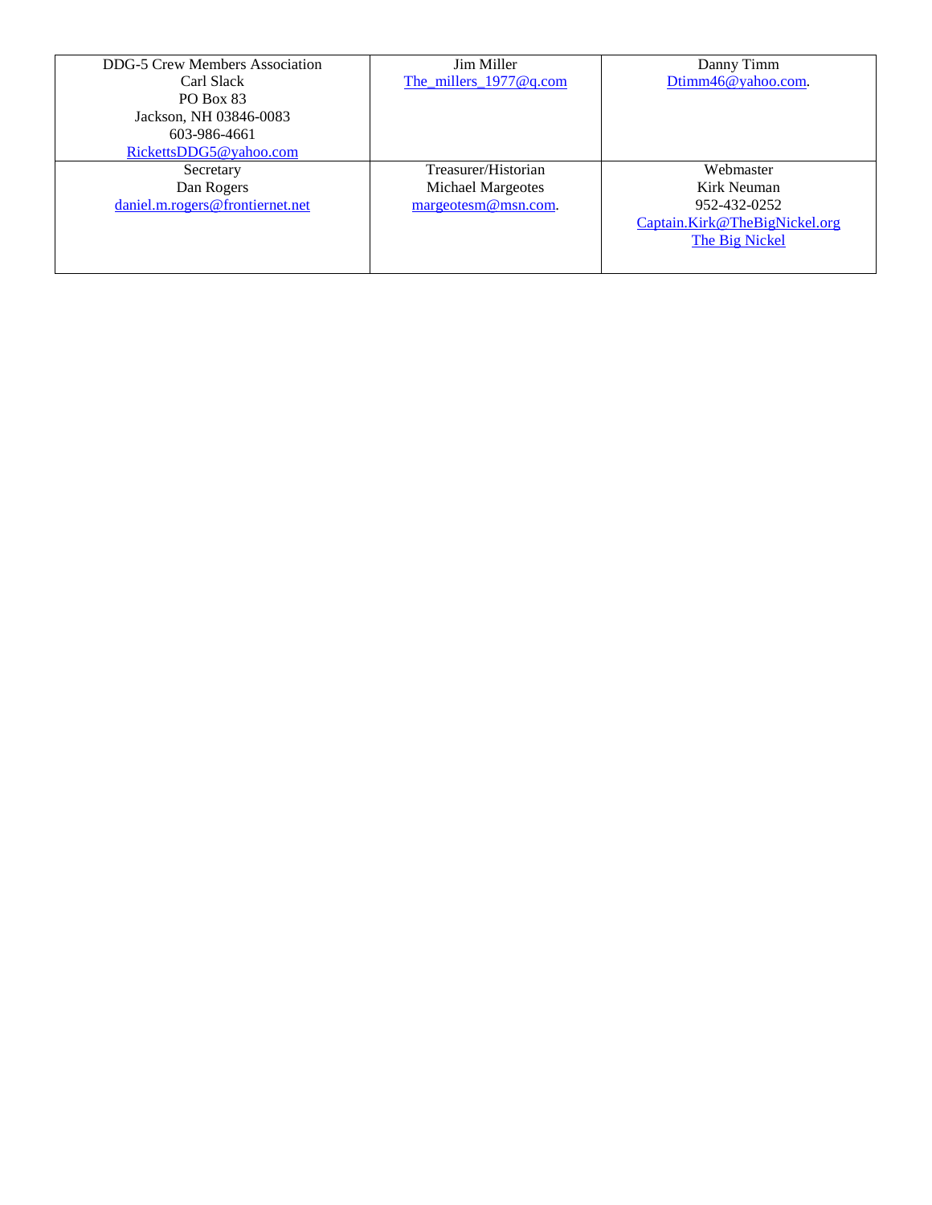| | | |
|---|---|---|
| DDG-5 Crew Members Association<br>Carl Slack<br>PO Box 83<br>Jackson, NH 03846-0083<br>603-986-4661<br>RickettsDDG5@yahoo.com | Jim Miller<br>The_millers_1977@q.com | Danny Timm<br>Dtimm46@yahoo.com. |
| Secretary<br>Dan Rogers<br>daniel.m.rogers@frontiernet.net | Treasurer/Historian<br>Michael Margeotes<br>margeotesm@msn.com. | Webmaster<br>Kirk Neuman<br>952-432-0252<br>Captain.Kirk@TheBigNickel.org<br>The Big Nickel |